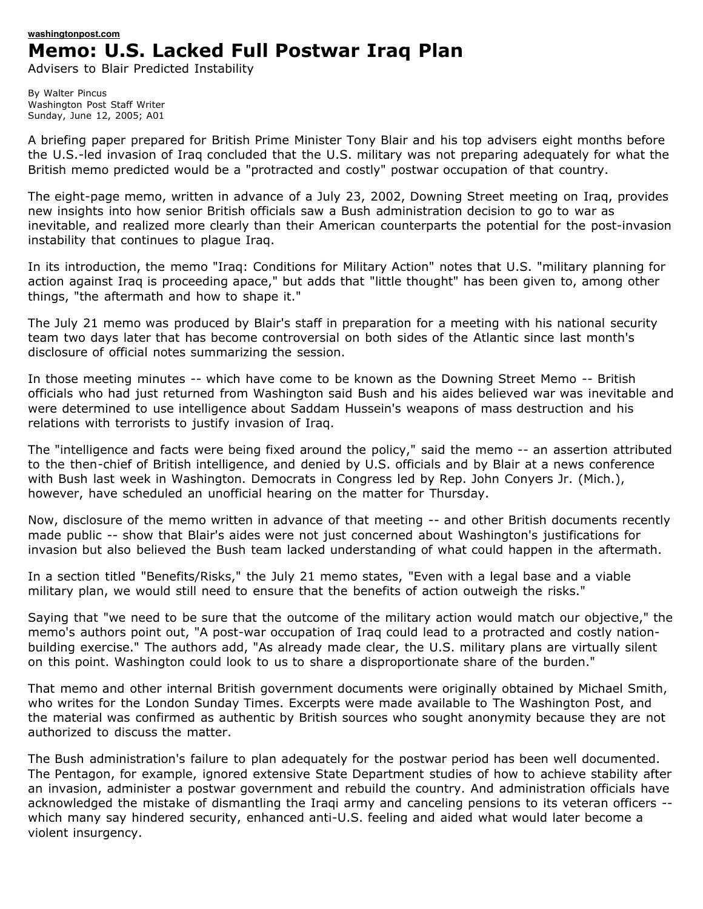**washingtonpost.com**

# Memo: U.S. Lacked Full Postwar Iraq Plan

Advisers to Blair Predicted Instability

By Walter Pincus
Washington Post Staff Writer
Sunday, June 12, 2005; A01

A briefing paper prepared for British Prime Minister Tony Blair and his top advisers eight months before the U.S.-led invasion of Iraq concluded that the U.S. military was not preparing adequately for what the British memo predicted would be a "protracted and costly" postwar occupation of that country.

The eight-page memo, written in advance of a July 23, 2002, Downing Street meeting on Iraq, provides new insights into how senior British officials saw a Bush administration decision to go to war as inevitable, and realized more clearly than their American counterparts the potential for the post-invasion instability that continues to plague Iraq.

In its introduction, the memo "Iraq: Conditions for Military Action" notes that U.S. "military planning for action against Iraq is proceeding apace," but adds that "little thought" has been given to, among other things, "the aftermath and how to shape it."

The July 21 memo was produced by Blair's staff in preparation for a meeting with his national security team two days later that has become controversial on both sides of the Atlantic since last month's disclosure of official notes summarizing the session.

In those meeting minutes -- which have come to be known as the Downing Street Memo -- British officials who had just returned from Washington said Bush and his aides believed war was inevitable and were determined to use intelligence about Saddam Hussein's weapons of mass destruction and his relations with terrorists to justify invasion of Iraq.

The "intelligence and facts were being fixed around the policy," said the memo -- an assertion attributed to the then-chief of British intelligence, and denied by U.S. officials and by Blair at a news conference with Bush last week in Washington. Democrats in Congress led by Rep. John Conyers Jr. (Mich.), however, have scheduled an unofficial hearing on the matter for Thursday.

Now, disclosure of the memo written in advance of that meeting -- and other British documents recently made public -- show that Blair's aides were not just concerned about Washington's justifications for invasion but also believed the Bush team lacked understanding of what could happen in the aftermath.

In a section titled "Benefits/Risks," the July 21 memo states, "Even with a legal base and a viable military plan, we would still need to ensure that the benefits of action outweigh the risks."

Saying that "we need to be sure that the outcome of the military action would match our objective," the memo's authors point out, "A post-war occupation of Iraq could lead to a protracted and costly nation-building exercise." The authors add, "As already made clear, the U.S. military plans are virtually silent on this point. Washington could look to us to share a disproportionate share of the burden."

That memo and other internal British government documents were originally obtained by Michael Smith, who writes for the London Sunday Times. Excerpts were made available to The Washington Post, and the material was confirmed as authentic by British sources who sought anonymity because they are not authorized to discuss the matter.

The Bush administration's failure to plan adequately for the postwar period has been well documented. The Pentagon, for example, ignored extensive State Department studies of how to achieve stability after an invasion, administer a postwar government and rebuild the country. And administration officials have acknowledged the mistake of dismantling the Iraqi army and canceling pensions to its veteran officers -- which many say hindered security, enhanced anti-U.S. feeling and aided what would later become a violent insurgency.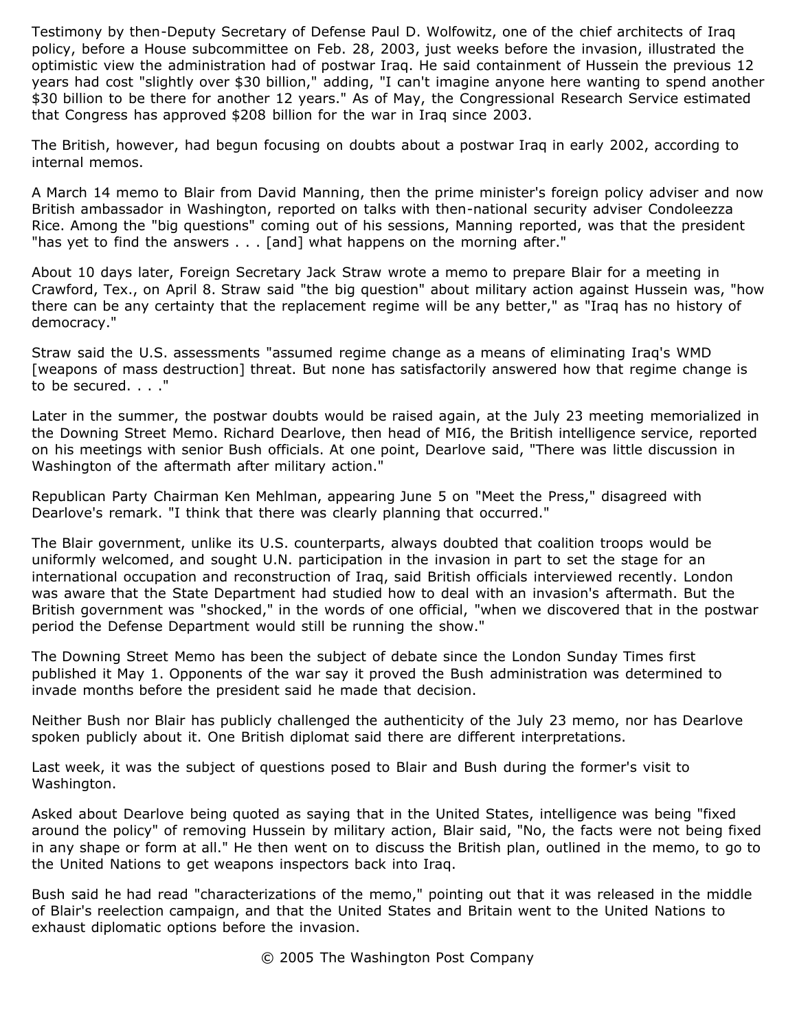Testimony by then-Deputy Secretary of Defense Paul D. Wolfowitz, one of the chief architects of Iraq policy, before a House subcommittee on Feb. 28, 2003, just weeks before the invasion, illustrated the optimistic view the administration had of postwar Iraq. He said containment of Hussein the previous 12 years had cost "slightly over $30 billion," adding, "I can't imagine anyone here wanting to spend another $30 billion to be there for another 12 years." As of May, the Congressional Research Service estimated that Congress has approved $208 billion for the war in Iraq since 2003.

The British, however, had begun focusing on doubts about a postwar Iraq in early 2002, according to internal memos.

A March 14 memo to Blair from David Manning, then the prime minister's foreign policy adviser and now British ambassador in Washington, reported on talks with then-national security adviser Condoleezza Rice. Among the "big questions" coming out of his sessions, Manning reported, was that the president "has yet to find the answers . . . [and] what happens on the morning after."

About 10 days later, Foreign Secretary Jack Straw wrote a memo to prepare Blair for a meeting in Crawford, Tex., on April 8. Straw said "the big question" about military action against Hussein was, "how there can be any certainty that the replacement regime will be any better," as "Iraq has no history of democracy."

Straw said the U.S. assessments "assumed regime change as a means of eliminating Iraq's WMD [weapons of mass destruction] threat. But none has satisfactorily answered how that regime change is to be secured. . . ."

Later in the summer, the postwar doubts would be raised again, at the July 23 meeting memorialized in the Downing Street Memo. Richard Dearlove, then head of MI6, the British intelligence service, reported on his meetings with senior Bush officials. At one point, Dearlove said, "There was little discussion in Washington of the aftermath after military action."

Republican Party Chairman Ken Mehlman, appearing June 5 on "Meet the Press," disagreed with Dearlove's remark. "I think that there was clearly planning that occurred."

The Blair government, unlike its U.S. counterparts, always doubted that coalition troops would be uniformly welcomed, and sought U.N. participation in the invasion in part to set the stage for an international occupation and reconstruction of Iraq, said British officials interviewed recently. London was aware that the State Department had studied how to deal with an invasion's aftermath. But the British government was "shocked," in the words of one official, "when we discovered that in the postwar period the Defense Department would still be running the show."

The Downing Street Memo has been the subject of debate since the London Sunday Times first published it May 1. Opponents of the war say it proved the Bush administration was determined to invade months before the president said he made that decision.

Neither Bush nor Blair has publicly challenged the authenticity of the July 23 memo, nor has Dearlove spoken publicly about it. One British diplomat said there are different interpretations.

Last week, it was the subject of questions posed to Blair and Bush during the former's visit to Washington.

Asked about Dearlove being quoted as saying that in the United States, intelligence was being "fixed around the policy" of removing Hussein by military action, Blair said, "No, the facts were not being fixed in any shape or form at all." He then went on to discuss the British plan, outlined in the memo, to go to the United Nations to get weapons inspectors back into Iraq.

Bush said he had read "characterizations of the memo," pointing out that it was released in the middle of Blair's reelection campaign, and that the United States and Britain went to the United Nations to exhaust diplomatic options before the invasion.

© 2005 The Washington Post Company